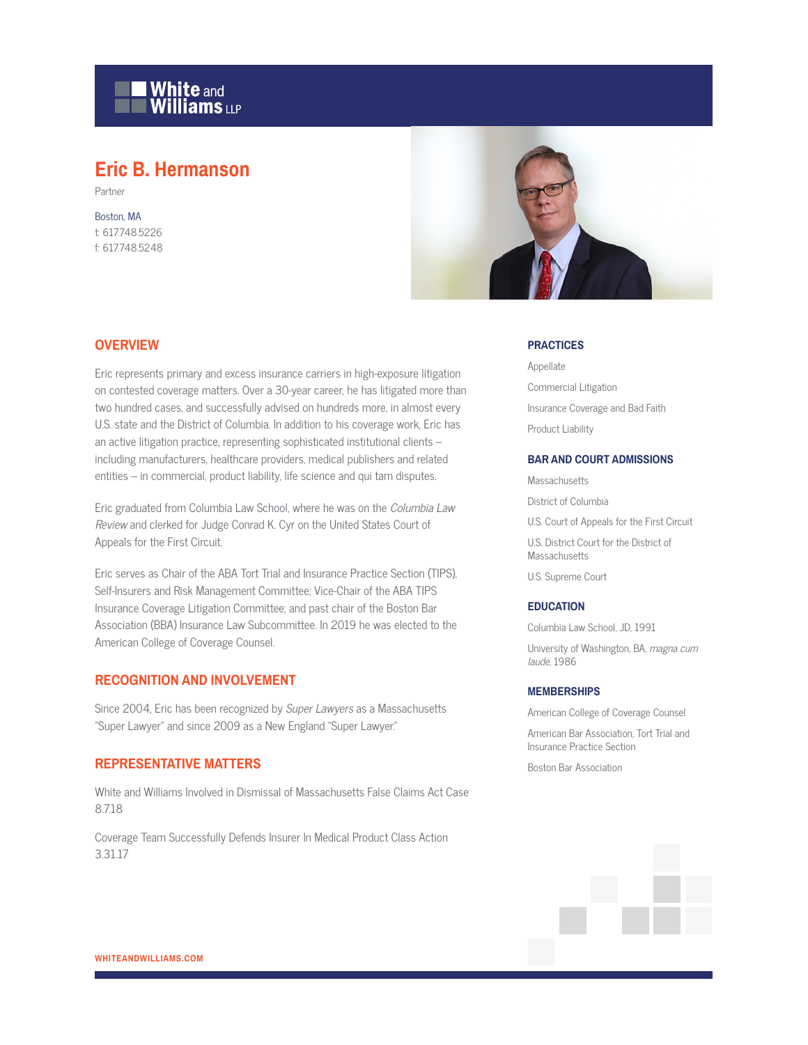# Eric B. Hermanson

Partner

Boston, MA
t: 617.748.5226
f: 617.748.5248

## OVERVIEW

Eric represents primary and excess insurance carriers in high-exposure litigation on contested coverage matters. Over a 30-year career, he has litigated more than two hundred cases, and successfully advised on hundreds more, in almost every U.S. state and the District of Columbia. In addition to his coverage work, Eric has an active litigation practice, representing sophisticated institutional clients – including manufacturers, healthcare providers, medical publishers and related entities – in commercial, product liability, life science and qui tam disputes.

Eric graduated from Columbia Law School, where he was on the *Columbia Law Review* and clerked for Judge Conrad K. Cyr on the United States Court of Appeals for the First Circuit.

Eric serves as Chair of the ABA Tort Trial and Insurance Practice Section (TIPS), Self-Insurers and Risk Management Committee; Vice-Chair of the ABA TIPS Insurance Coverage Litigation Committee; and past chair of the Boston Bar Association (BBA) Insurance Law Subcommittee. In 2019 he was elected to the American College of Coverage Counsel.

## RECOGNITION AND INVOLVEMENT

Since 2004, Eric has been recognized by *Super Lawyers* as a Massachusetts "Super Lawyer" and since 2009 as a New England "Super Lawyer."

## REPRESENTATIVE MATTERS

White and Williams Involved in Dismissal of Massachusetts False Claims Act Case
8.7.18

Coverage Team Successfully Defends Insurer In Medical Product Class Action
3.31.17

## PRACTICES

Appellate

Commercial Litigation

Insurance Coverage and Bad Faith

Product Liability

## BAR AND COURT ADMISSIONS

Massachusetts

District of Columbia

U.S. Court of Appeals for the First Circuit

U.S. District Court for the District of Massachusetts

U.S. Supreme Court

## EDUCATION

Columbia Law School, JD, 1991

University of Washington, BA, *magna cum laude*, 1986

## MEMBERSHIPS

American College of Coverage Counsel

American Bar Association, Tort Trial and Insurance Practice Section

Boston Bar Association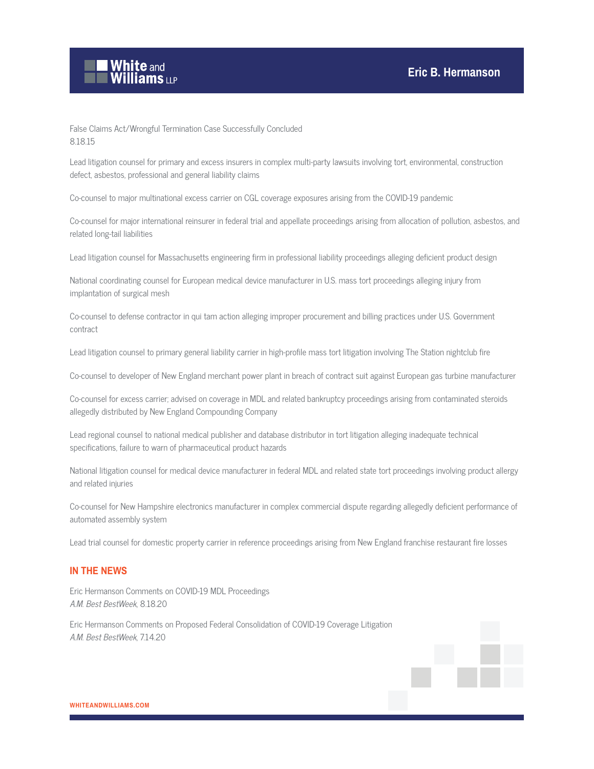False Claims Act/Wrongful Termination Case Successfully Concluded
8.18.15

Lead litigation counsel for primary and excess insurers in complex multi-party lawsuits involving tort, environmental, construction defect, asbestos, professional and general liability claims

Co-counsel to major multinational excess carrier on CGL coverage exposures arising from the COVID-19 pandemic

Co-counsel for major international reinsurer in federal trial and appellate proceedings arising from allocation of pollution, asbestos, and related long-tail liabilities

Lead litigation counsel for Massachusetts engineering firm in professional liability proceedings alleging deficient product design

National coordinating counsel for European medical device manufacturer in U.S. mass tort proceedings alleging injury from implantation of surgical mesh

Co-counsel to defense contractor in qui tam action alleging improper procurement and billing practices under U.S. Government contract

Lead litigation counsel to primary general liability carrier in high-profile mass tort litigation involving The Station nightclub fire

Co-counsel to developer of New England merchant power plant in breach of contract suit against European gas turbine manufacturer

Co-counsel for excess carrier; advised on coverage in MDL and related bankruptcy proceedings arising from contaminated steroids allegedly distributed by New England Compounding Company

Lead regional counsel to national medical publisher and database distributor in tort litigation alleging inadequate technical specifications, failure to warn of pharmaceutical product hazards

National litigation counsel for medical device manufacturer in federal MDL and related state tort proceedings involving product allergy and related injuries

Co-counsel for New Hampshire electronics manufacturer in complex commercial dispute regarding allegedly deficient performance of automated assembly system

Lead trial counsel for domestic property carrier in reference proceedings arising from New England franchise restaurant fire losses

## IN THE NEWS

Eric Hermanson Comments on COVID-19 MDL Proceedings
*A.M. Best BestWeek*, 8.18.20

Eric Hermanson Comments on Proposed Federal Consolidation of COVID-19 Coverage Litigation
*A.M. Best BestWeek*, 7.14.20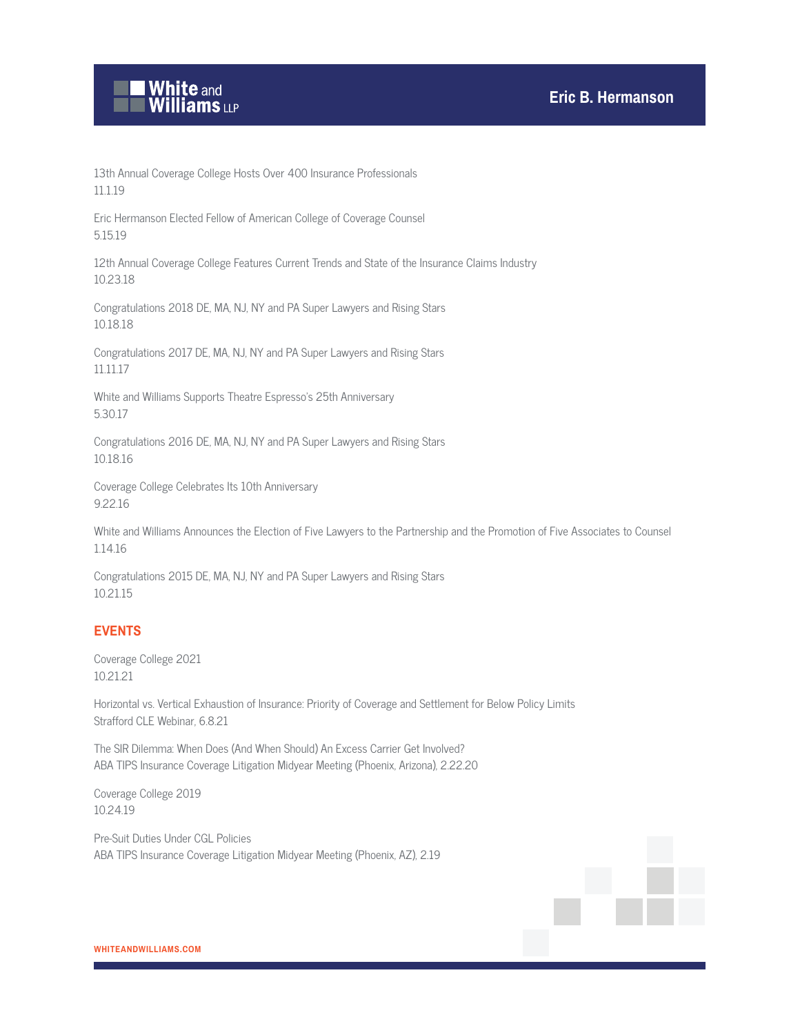13th Annual Coverage College Hosts Over 400 Insurance Professionals
11.1.19

Eric Hermanson Elected Fellow of American College of Coverage Counsel
5.15.19

12th Annual Coverage College Features Current Trends and State of the Insurance Claims Industry
10.23.18

Congratulations 2018 DE, MA, NJ, NY and PA Super Lawyers and Rising Stars
10.18.18

Congratulations 2017 DE, MA, NJ, NY and PA Super Lawyers and Rising Stars
11.11.17

White and Williams Supports Theatre Espresso's 25th Anniversary
5.30.17

Congratulations 2016 DE, MA, NJ, NY and PA Super Lawyers and Rising Stars
10.18.16

Coverage College Celebrates Its 10th Anniversary
9.22.16

White and Williams Announces the Election of Five Lawyers to the Partnership and the Promotion of Five Associates to Counsel
1.14.16

Congratulations 2015 DE, MA, NJ, NY and PA Super Lawyers and Rising Stars
10.21.15

## EVENTS

Coverage College 2021
10.21.21

Horizontal vs. Vertical Exhaustion of Insurance: Priority of Coverage and Settlement for Below Policy Limits
Strafford CLE Webinar, 6.8.21

The SIR Dilemma: When Does (And When Should) An Excess Carrier Get Involved?
ABA TIPS Insurance Coverage Litigation Midyear Meeting (Phoenix, Arizona), 2.22.20

Coverage College 2019
10.24.19

Pre-Suit Duties Under CGL Policies
ABA TIPS Insurance Coverage Litigation Midyear Meeting (Phoenix, AZ), 2.19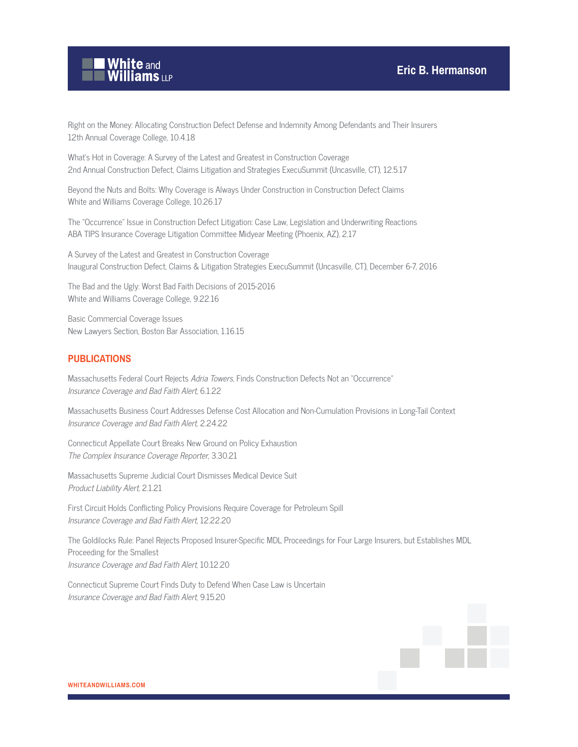Right on the Money: Allocating Construction Defect Defense and Indemnity Among Defendants and Their Insurers
12th Annual Coverage College, 10.4.18

What's Hot in Coverage: A Survey of the Latest and Greatest in Construction Coverage
2nd Annual Construction Defect, Claims Litigation and Strategies ExecuSummit (Uncasville, CT), 12.5.17

Beyond the Nuts and Bolts: Why Coverage is Always Under Construction in Construction Defect Claims
White and Williams Coverage College, 10.26.17

The "Occurrence" Issue in Construction Defect Litigation: Case Law, Legislation and Underwriting Reactions
ABA TIPS Insurance Coverage Litigation Committee Midyear Meeting (Phoenix, AZ), 2.17

A Survey of the Latest and Greatest in Construction Coverage
Inaugural Construction Defect, Claims & Litigation Strategies ExecuSummit (Uncasville, CT), December 6-7, 2016

The Bad and the Ugly: Worst Bad Faith Decisions of 2015-2016
White and Williams Coverage College, 9.22.16

Basic Commercial Coverage Issues
New Lawyers Section, Boston Bar Association, 1.16.15

## PUBLICATIONS

Massachusetts Federal Court Rejects *Adria Towers*, Finds Construction Defects Not an "Occurrence"
*Insurance Coverage and Bad Faith Alert*, 6.1.22

Massachusetts Business Court Addresses Defense Cost Allocation and Non-Cumulation Provisions in Long-Tail Context
*Insurance Coverage and Bad Faith Alert*, 2.24.22

Connecticut Appellate Court Breaks New Ground on Policy Exhaustion
*The Complex Insurance Coverage Reporter*, 3.30.21

Massachusetts Supreme Judicial Court Dismisses Medical Device Suit
*Product Liability Alert*, 2.1.21

First Circuit Holds Conflicting Policy Provisions Require Coverage for Petroleum Spill
*Insurance Coverage and Bad Faith Alert*, 12.22.20

The Goldilocks Rule: Panel Rejects Proposed Insurer-Specific MDL Proceedings for Four Large Insurers, but Establishes MDL Proceeding for the Smallest
*Insurance Coverage and Bad Faith Alert*, 10.12.20

Connecticut Supreme Court Finds Duty to Defend When Case Law is Uncertain
*Insurance Coverage and Bad Faith Alert*, 9.15.20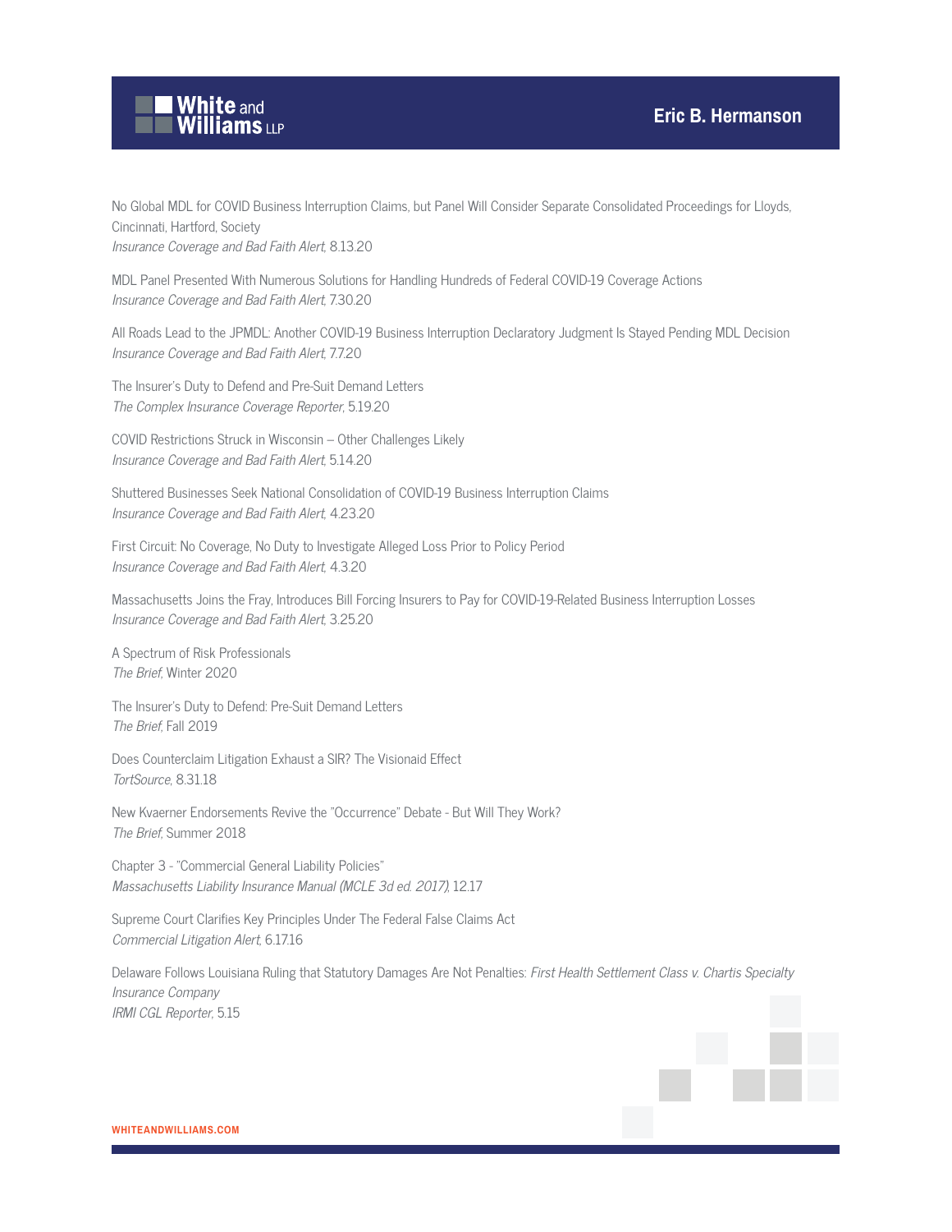No Global MDL for COVID Business Interruption Claims, but Panel Will Consider Separate Consolidated Proceedings for Lloyds, Cincinnati, Hartford, Society
*Insurance Coverage and Bad Faith Alert*, 8.13.20

MDL Panel Presented With Numerous Solutions for Handling Hundreds of Federal COVID-19 Coverage Actions
*Insurance Coverage and Bad Faith Alert*, 7.30.20

All Roads Lead to the JPMDL: Another COVID-19 Business Interruption Declaratory Judgment Is Stayed Pending MDL Decision
*Insurance Coverage and Bad Faith Alert*, 7.7.20

The Insurer's Duty to Defend and Pre-Suit Demand Letters
*The Complex Insurance Coverage Reporter*, 5.19.20

COVID Restrictions Struck in Wisconsin – Other Challenges Likely
*Insurance Coverage and Bad Faith Alert*, 5.14.20

Shuttered Businesses Seek National Consolidation of COVID-19 Business Interruption Claims
*Insurance Coverage and Bad Faith Alert*, 4.23.20

First Circuit: No Coverage, No Duty to Investigate Alleged Loss Prior to Policy Period
*Insurance Coverage and Bad Faith Alert*, 4.3.20

Massachusetts Joins the Fray, Introduces Bill Forcing Insurers to Pay for COVID-19-Related Business Interruption Losses
*Insurance Coverage and Bad Faith Alert*, 3.25.20

A Spectrum of Risk Professionals
*The Brief*, Winter 2020

The Insurer's Duty to Defend: Pre-Suit Demand Letters
*The Brief*, Fall 2019

Does Counterclaim Litigation Exhaust a SIR? The Visionaid Effect
*TortSource*, 8.31.18

New Kvaerner Endorsements Revive the "Occurrence" Debate - But Will They Work?
*The Brief*, Summer 2018

Chapter 3 - "Commercial General Liability Policies"
*Massachusetts Liability Insurance Manual (MCLE 3d ed. 2017)*, 12.17

Supreme Court Clarifies Key Principles Under The Federal False Claims Act
*Commercial Litigation Alert*, 6.17.16

Delaware Follows Louisiana Ruling that Statutory Damages Are Not Penalties: *First Health Settlement Class v. Chartis Specialty Insurance Company*
*IRMI CGL Reporter*, 5.15